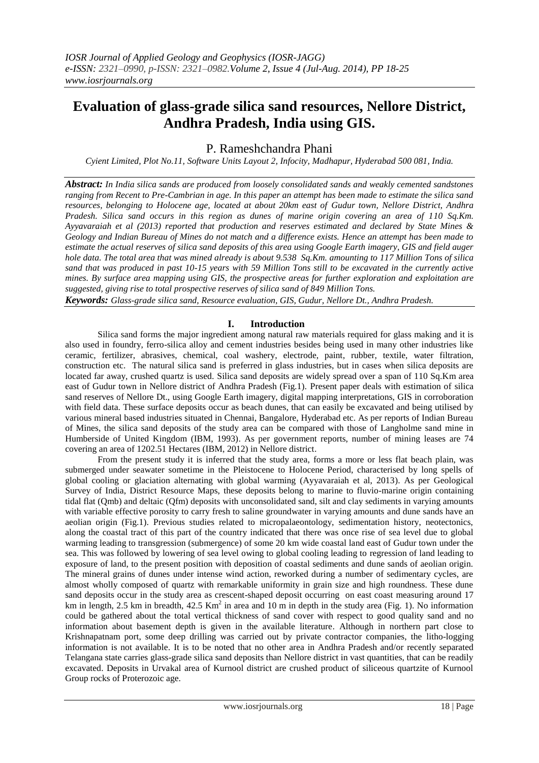# Evaluation of glass-grade silica sand resources, Nellore District, Andhra Pradesh, India using GIS.

P. Rameshchandra Phani

*Cyient Limited, Plot No.11, Software Units Layout 2, Infocity, Madhapur, Hyderabad 500 081, India.*

***Abstract:*** *In India silica sands are produced from loosely consolidated sands and weakly cemented sandstones ranging from Recent to Pre-Cambrian in age. In this paper an attempt has been made to estimate the silica sand resources, belonging to Holocene age, located at about 20km east of Gudur town, Nellore District, Andhra Pradesh. Silica sand occurs in this region as dunes of marine origin covering an area of 110 Sq.Km. Ayyavaraiah et al (2013) reported that production and reserves estimated and declared by State Mines & Geology and Indian Bureau of Mines do not match and a difference exists. Hence an attempt has been made to estimate the actual reserves of silica sand deposits of this area using Google Earth imagery, GIS and field auger hole data. The total area that was mined already is about 9.538 Sq.Km. amounting to 117 Million Tons of silica sand that was produced in past 10-15 years with 59 Million Tons still to be excavated in the currently active mines. By surface area mapping using GIS, the prospective areas for further exploration and exploitation are suggested, giving rise to total prospective reserves of silica sand of 849 Million Tons.*

***Keywords:*** *Glass-grade silica sand, Resource evaluation, GIS, Gudur, Nellore Dt., Andhra Pradesh.*

## I. Introduction

Silica sand forms the major ingredient among natural raw materials required for glass making and it is also used in foundry, ferro-silica alloy and cement industries besides being used in many other industries like ceramic, fertilizer, abrasives, chemical, coal washery, electrode, paint, rubber, textile, water filtration, construction etc. The natural silica sand is preferred in glass industries, but in cases when silica deposits are located far away, crushed quartz is used. Silica sand deposits are widely spread over a span of 110 Sq.Km area east of Gudur town in Nellore district of Andhra Pradesh (Fig.1). Present paper deals with estimation of silica sand reserves of Nellore Dt., using Google Earth imagery, digital mapping interpretations, GIS in corroboration with field data. These surface deposits occur as beach dunes, that can easily be excavated and being utilised by various mineral based industries situated in Chennai, Bangalore, Hyderabad etc. As per reports of Indian Bureau of Mines, the silica sand deposits of the study area can be compared with those of Langholme sand mine in Humberside of United Kingdom (IBM, 1993). As per government reports, number of mining leases are 74 covering an area of 1202.51 Hectares (IBM, 2012) in Nellore district.

From the present study it is inferred that the study area, forms a more or less flat beach plain, was submerged under seawater sometime in the Pleistocene to Holocene Period, characterised by long spells of global cooling or glaciation alternating with global warming (Ayyavaraiah et al, 2013). As per Geological Survey of India, District Resource Maps, these deposits belong to marine to fluvio-marine origin containing tidal flat (Qmb) and deltaic (Qfm) deposits with unconsolidated sand, silt and clay sediments in varying amounts with variable effective porosity to carry fresh to saline groundwater in varying amounts and dune sands have an aeolian origin (Fig.1). Previous studies related to micropalaeontology, sedimentation history, neotectonics, along the coastal tract of this part of the country indicated that there was once rise of sea level due to global warming leading to transgression (submergence) of some 20 km wide coastal land east of Gudur town under the sea. This was followed by lowering of sea level owing to global cooling leading to regression of land leading to exposure of land, to the present position with deposition of coastal sediments and dune sands of aeolian origin. The mineral grains of dunes under intense wind action, reworked during a number of sedimentary cycles, are almost wholly composed of quartz with remarkable uniformity in grain size and high roundness. These dune sand deposits occur in the study area as crescent-shaped deposit occurring on east coast measuring around 17 km in length, 2.5 km in breadth, 42.5 Km$^2$ in area and 10 m in depth in the study area (Fig. 1). No information could be gathered about the total vertical thickness of sand cover with respect to good quality sand and no information about basement depth is given in the available literature. Although in northern part close to Krishnapatnam port, some deep drilling was carried out by private contractor companies, the litho-logging information is not available. It is to be noted that no other area in Andhra Pradesh and/or recently separated Telangana state carries glass-grade silica sand deposits than Nellore district in vast quantities, that can be readily excavated. Deposits in Urvakal area of Kurnool district are crushed product of siliceous quartzite of Kurnool Group rocks of Proterozoic age.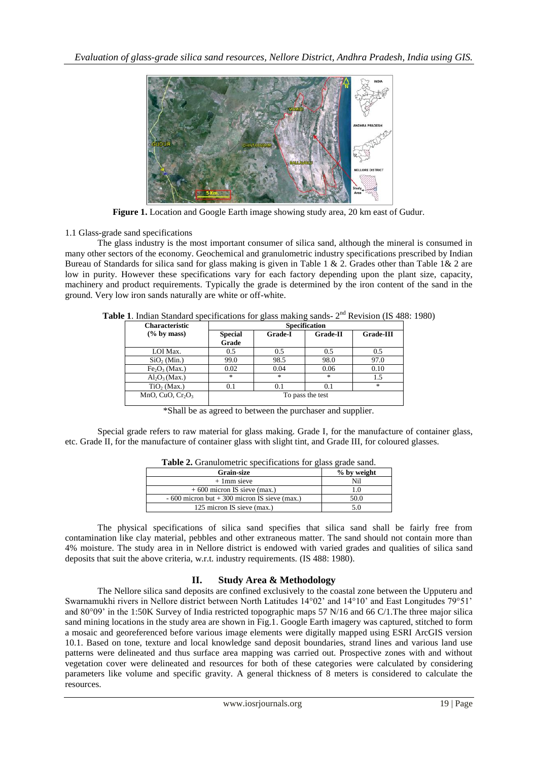**Figure 1.** Location and Google Earth image showing study area, 20 km east of Gudur.

1.1 Glass-grade sand specifications

The glass industry is the most important consumer of silica sand, although the mineral is consumed in many other sectors of the economy. Geochemical and granulometric industry specifications prescribed by Indian Bureau of Standards for silica sand for glass making is given in Table 1 & 2. Grades other than Table 1& 2 are low in purity. However these specifications vary for each factory depending upon the plant size, capacity, machinery and product requirements. Typically the grade is determined by the iron content of the sand in the ground. Very low iron sands naturally are white or off-white.

**Table 1**. Indian Standard specifications for glass making sands- 2nd Revision (IS 488: 1980)

| Characteristic (% by mass) | Specification | | | |
|---|---|---|---|---|
| | Special Grade | Grade-I | Grade-II | Grade-III |
| LOI Max. | 0.5 | 0.5 | 0.5 | 0.5 |
| $SiO_2$ (Min.) | 99.0 | 98.5 | 98.0 | 97.0 |
| $Fe_2O_3$ (Max.) | 0.02 | 0.04 | 0.06 | 0.10 |
| $Al_2O_3$ (Max.) | * | * | * | 1.5 |
| $TiO_2$ (Max.) | 0.1 | 0.1 | 0.1 | * |
| MnO, CuO, $Cr_2O_3$ | To pass the test | | | |

*Shall be as agreed to between the purchaser and supplier.

Special grade refers to raw material for glass making. Grade I, for the manufacture of container glass, etc. Grade II, for the manufacture of container glass with slight tint, and Grade III, for coloured glasses.

**Table 2.** Granulometric specifications for glass grade sand.

| Grain-size | % by weight |
|---|---|
| + 1mm sieve | Nil |
| + 600 micron IS sieve (max.) | 1.0 |
| - 600 micron but + 300 micron IS sieve (max.) | 50.0 |
| 125 micron IS sieve (max.) | 5.0 |

The physical specifications of silica sand specifies that silica sand shall be fairly free from contamination like clay material, pebbles and other extraneous matter. The sand should not contain more than 4% moisture. The study area in in Nellore district is endowed with varied grades and qualities of silica sand deposits that suit the above criteria, w.r.t. industry requirements. (IS 488: 1980).

## II. Study Area & Methodology

The Nellore silica sand deposits are confined exclusively to the coastal zone between the Upputeru and Swarnamukhi rivers in Nellore district between North Latitudes 14°02' and 14°10' and East Longitudes 79°51' and 80°09' in the 1:50K Survey of India restricted topographic maps 57 N/16 and 66 C/1.The three major silica sand mining locations in the study area are shown in Fig.1. Google Earth imagery was captured, stitched to form a mosaic and georeferenced before various image elements were digitally mapped using ESRI ArcGIS version 10.1. Based on tone, texture and local knowledge sand deposit boundaries, strand lines and various land use patterns were delineated and thus surface area mapping was carried out. Prospective zones with and without vegetation cover were delineated and resources for both of these categories were calculated by considering parameters like volume and specific gravity. A general thickness of 8 meters is considered to calculate the resources.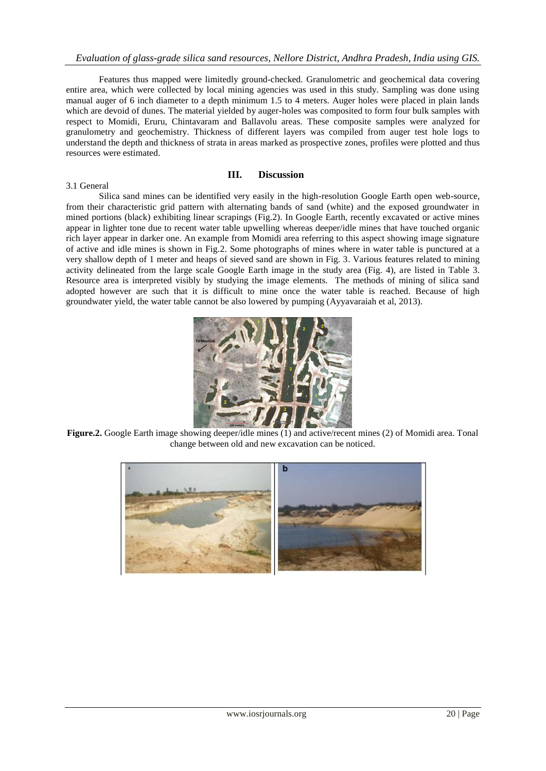Features thus mapped were limitedly ground-checked. Granulometric and geochemical data covering entire area, which were collected by local mining agencies was used in this study. Sampling was done using manual auger of 6 inch diameter to a depth minimum 1.5 to 4 meters. Auger holes were placed in plain lands which are devoid of dunes. The material yielded by auger-holes was composited to form four bulk samples with respect to Momidi, Eruru, Chintavaram and Ballavolu areas. These composite samples were analyzed for granulometry and geochemistry. Thickness of different layers was compiled from auger test hole logs to understand the depth and thickness of strata in areas marked as prospective zones, profiles were plotted and thus resources were estimated.

## III. Discussion

### 3.1 General

Silica sand mines can be identified very easily in the high-resolution Google Earth open web-source, from their characteristic grid pattern with alternating bands of sand (white) and the exposed groundwater in mined portions (black) exhibiting linear scrapings (Fig.2). In Google Earth, recently excavated or active mines appear in lighter tone due to recent water table upwelling whereas deeper/idle mines that have touched organic rich layer appear in darker one. An example from Momidi area referring to this aspect showing image signature of active and idle mines is shown in Fig.2. Some photographs of mines where in water table is punctured at a very shallow depth of 1 meter and heaps of sieved sand are shown in Fig. 3. Various features related to mining activity delineated from the large scale Google Earth image in the study area (Fig. 4), are listed in Table 3. Resource area is interpreted visibly by studying the image elements. The methods of mining of silica sand adopted however are such that it is difficult to mine once the water table is reached. Because of high groundwater yield, the water table cannot be also lowered by pumping (Ayyavaraiah et al, 2013).

**Figure.2.** Google Earth image showing deeper/idle mines (1) and active/recent mines (2) of Momidi area. Tonal change between old and new excavation can be noticed.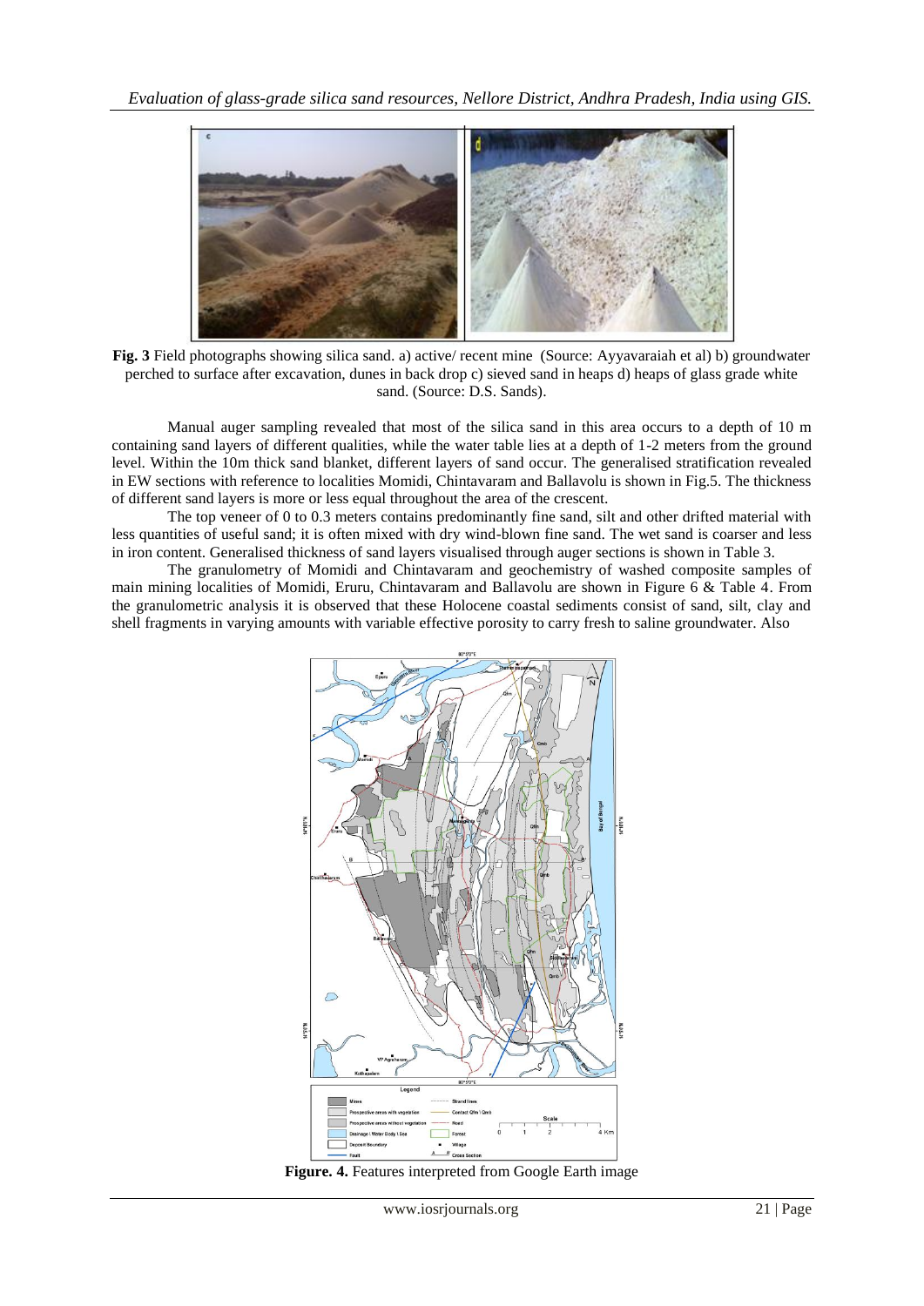**Fig. 3** Field photographs showing silica sand. a) active/ recent mine (Source: Ayyavaraiah et al) b) groundwater perched to surface after excavation, dunes in back drop c) sieved sand in heaps d) heaps of glass grade white sand. (Source: D.S. Sands).

Manual auger sampling revealed that most of the silica sand in this area occurs to a depth of 10 m containing sand layers of different qualities, while the water table lies at a depth of 1-2 meters from the ground level. Within the 10m thick sand blanket, different layers of sand occur. The generalised stratification revealed in EW sections with reference to localities Momidi, Chintavaram and Ballavolu is shown in Fig.5. The thickness of different sand layers is more or less equal throughout the area of the crescent.

The top veneer of 0 to 0.3 meters contains predominantly fine sand, silt and other drifted material with less quantities of useful sand; it is often mixed with dry wind-blown fine sand. The wet sand is coarser and less in iron content. Generalised thickness of sand layers visualised through auger sections is shown in Table 3.

The granulometry of Momidi and Chintavaram and geochemistry of washed composite samples of main mining localities of Momidi, Eruru, Chintavaram and Ballavolu are shown in Figure 6 & Table 4. From the granulometric analysis it is observed that these Holocene coastal sediments consist of sand, silt, clay and shell fragments in varying amounts with variable effective porosity to carry fresh to saline groundwater. Also

**Figure. 4.** Features interpreted from Google Earth image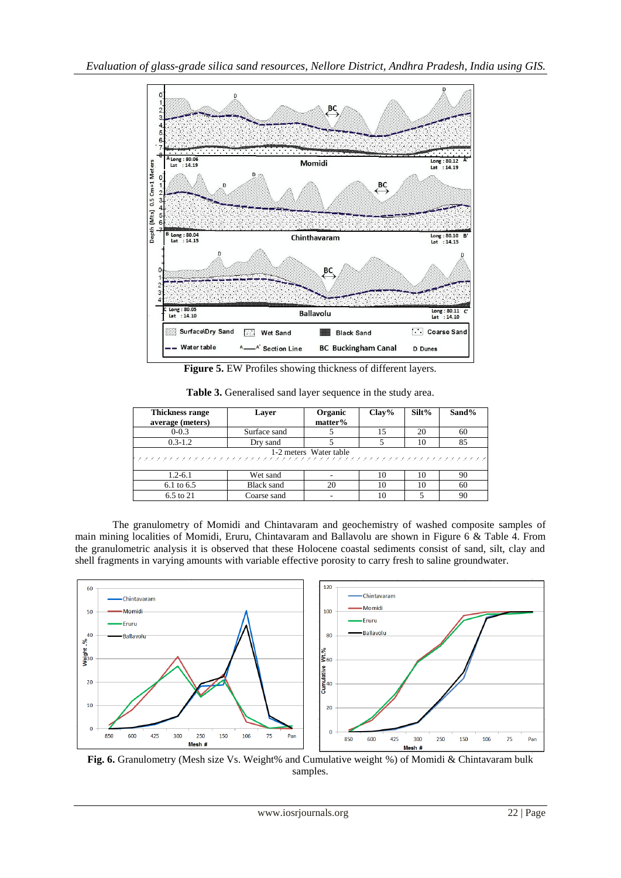Figure 5. EW Profiles showing thickness of different layers.

**Table 3.** Generalised sand layer sequence in the study area.

| Thickness range average (meters) | Layer | Organic matter% | Clay% | Silt% | Sand% |
|---|---|---|---|---|---|
| 0-0.3 | Surface sand | 5 | 15 | 20 | 60 |
| 0.3-1.2 | Dry sand | 5 | 5 | 10 | 85 |
| 1-2 meters Water table | | | | | |
| 1.2-6.1 | Wet sand | - | 10 | 10 | 90 |
| 6.1 to 6.5 | Black sand | 20 | 10 | 10 | 60 |
| 6.5 to 21 | Coarse sand | - | 10 | 5 | 90 |

The granulometry of Momidi and Chintavaram and geochemistry of washed composite samples of main mining localities of Momidi, Eruru, Chintavaram and Ballavolu are shown in Figure 6 & Table 4. From the granulometric analysis it is observed that these Holocene coastal sediments consist of sand, silt, clay and shell fragments in varying amounts with variable effective porosity to carry fresh to saline groundwater.

**Fig. 6.** Granulometry (Mesh size Vs. Weight% and Cumulative weight %) of Momidi & Chintavaram bulk samples.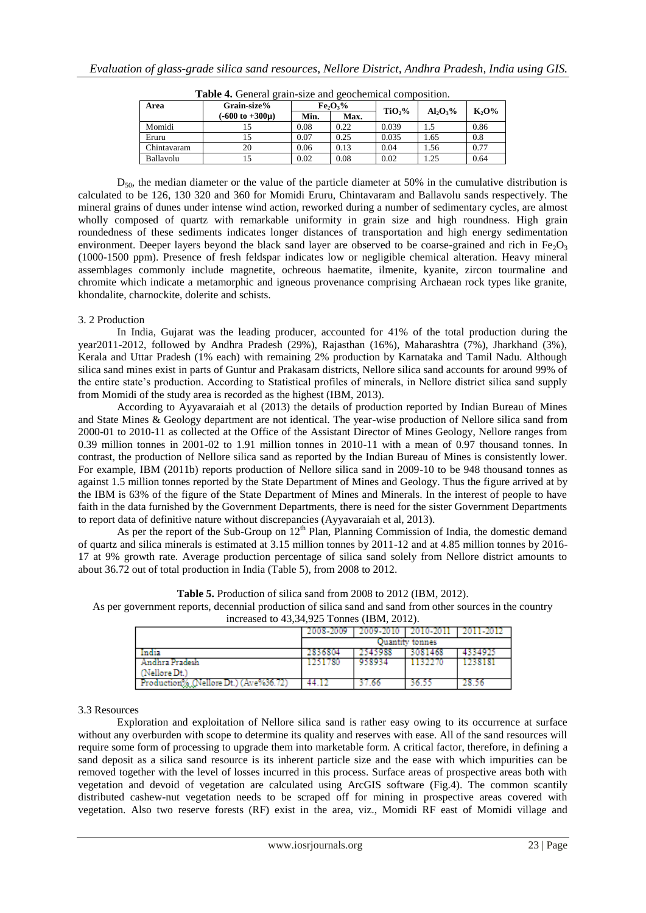**Table 4.** General grain-size and geochemical composition.

| Area | Grain-size% (-600 to +300μ) | $Fe_2O_3$% | | $TiO_2$% | $Al_2O_3$% | $K_2O$% |
|---|---|---|---|---|---|---|
| | | Min. | Max. | | | |
| Momidi | 15 | 0.08 | 0.22 | 0.039 | 1.5 | 0.86 |
| Eruru | 15 | 0.07 | 0.25 | 0.035 | 1.65 | 0.8 |
| Chintavaram | 20 | 0.06 | 0.13 | 0.04 | 1.56 | 0.77 |
| Ballavolu | 15 | 0.02 | 0.08 | 0.02 | 1.25 | 0.64 |

$D_{50}$, the median diameter or the value of the particle diameter at 50% in the cumulative distribution is calculated to be 126, 130 320 and 360 for Momidi Eruru, Chintavaram and Ballavolu sands respectively. The mineral grains of dunes under intense wind action, reworked during a number of sedimentary cycles, are almost wholly composed of quartz with remarkable uniformity in grain size and high roundness. High grain roundedness of these sediments indicates longer distances of transportation and high energy sedimentation environment. Deeper layers beyond the black sand layer are observed to be coarse-grained and rich in $Fe_2O_3$ (1000-1500 ppm). Presence of fresh feldspar indicates low or negligible chemical alteration. Heavy mineral assemblages commonly include magnetite, ochreous haematite, ilmenite, kyanite, zircon tourmaline and chromite which indicate a metamorphic and igneous provenance comprising Archaean rock types like granite, khondalite, charnockite, dolerite and schists.

3. 2 Production

In India, Gujarat was the leading producer, accounted for 41% of the total production during the year2011-2012, followed by Andhra Pradesh (29%), Rajasthan (16%), Maharashtra (7%), Jharkhand (3%), Kerala and Uttar Pradesh (1% each) with remaining 2% production by Karnataka and Tamil Nadu. Although silica sand mines exist in parts of Guntur and Prakasam districts, Nellore silica sand accounts for around 99% of the entire state's production. According to Statistical profiles of minerals, in Nellore district silica sand supply from Momidi of the study area is recorded as the highest (IBM, 2013).

According to Ayyavaraiah et al (2013) the details of production reported by Indian Bureau of Mines and State Mines & Geology department are not identical. The year-wise production of Nellore silica sand from 2000-01 to 2010-11 as collected at the Office of the Assistant Director of Mines Geology, Nellore ranges from 0.39 million tonnes in 2001-02 to 1.91 million tonnes in 2010-11 with a mean of 0.97 thousand tonnes. In contrast, the production of Nellore silica sand as reported by the Indian Bureau of Mines is consistently lower. For example, IBM (2011b) reports production of Nellore silica sand in 2009-10 to be 948 thousand tonnes as against 1.5 million tonnes reported by the State Department of Mines and Geology. Thus the figure arrived at by the IBM is 63% of the figure of the State Department of Mines and Minerals. In the interest of people to have faith in the data furnished by the Government Departments, there is need for the sister Government Departments to report data of definitive nature without discrepancies (Ayyavaraiah et al, 2013).

As per the report of the Sub-Group on 12th Plan, Planning Commission of India, the domestic demand of quartz and silica minerals is estimated at 3.15 million tonnes by 2011-12 and at 4.85 million tonnes by 2016-17 at 9% growth rate. Average production percentage of silica sand solely from Nellore district amounts to about 36.72 out of total production in India (Table 5), from 2008 to 2012.

**Table 5.** Production of silica sand from 2008 to 2012 (IBM, 2012).

As per government reports, decennial production of silica sand and sand from other sources in the country increased to 43,34,925 Tonnes (IBM, 2012).

| | 2008-2009 | 2009-2010 | 2010-2011 | 2011-2012 |
|---|---|---|---|---|
| | Quantity tonnes | | | |
| India | 2836804 | 2545988 | 3081468 | 4334925 |
| Andhra Pradesh (Nellore Dt.) | 1251780 | 958934 | 1132270 | 1238181 |
| Production% (Nellore Dt.) (Ave%36.72) | 44.12 | 37.66 | 36.55 | 28.56 |

3.3 Resources

Exploration and exploitation of Nellore silica sand is rather easy owing to its occurrence at surface without any overburden with scope to determine its quality and reserves with ease. All of the sand resources will require some form of processing to upgrade them into marketable form. A critical factor, therefore, in defining a sand deposit as a silica sand resource is its inherent particle size and the ease with which impurities can be removed together with the level of losses incurred in this process. Surface areas of prospective areas both with vegetation and devoid of vegetation are calculated using ArcGIS software (Fig.4). The common scantily distributed cashew-nut vegetation needs to be scraped off for mining in prospective areas covered with vegetation. Also two reserve forests (RF) exist in the area, viz., Momidi RF east of Momidi village and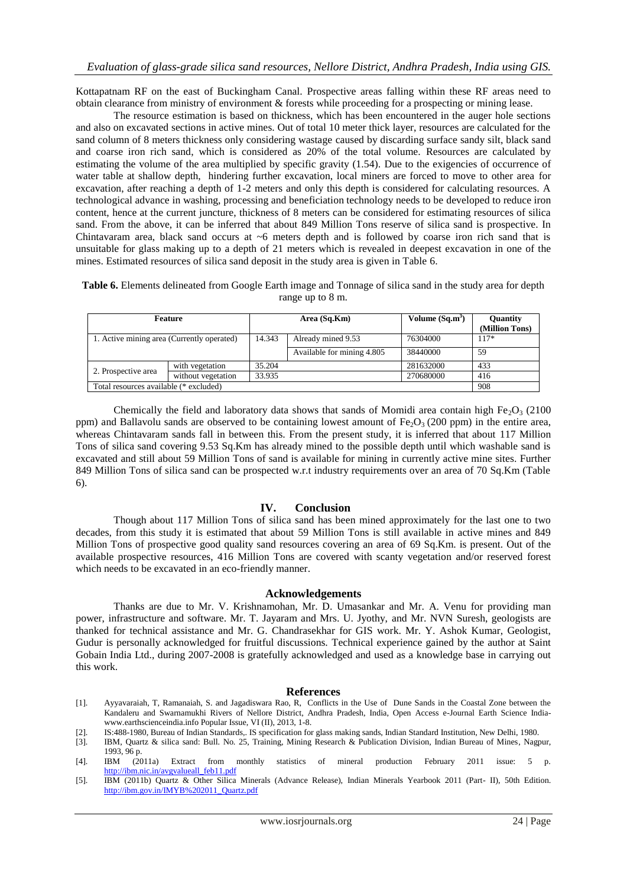Kottapatnam RF on the east of Buckingham Canal. Prospective areas falling within these RF areas need to obtain clearance from ministry of environment & forests while proceeding for a prospecting or mining lease.

The resource estimation is based on thickness, which has been encountered in the auger hole sections and also on excavated sections in active mines. Out of total 10 meter thick layer, resources are calculated for the sand column of 8 meters thickness only considering wastage caused by discarding surface sandy silt, black sand and coarse iron rich sand, which is considered as 20% of the total volume. Resources are calculated by estimating the volume of the area multiplied by specific gravity (1.54). Due to the exigencies of occurrence of water table at shallow depth, hindering further excavation, local miners are forced to move to other area for excavation, after reaching a depth of 1-2 meters and only this depth is considered for calculating resources. A technological advance in washing, processing and beneficiation technology needs to be developed to reduce iron content, hence at the current juncture, thickness of 8 meters can be considered for estimating resources of silica sand. From the above, it can be inferred that about 849 Million Tons reserve of silica sand is prospective. In Chintavaram area, black sand occurs at ~6 meters depth and is followed by coarse iron rich sand that is unsuitable for glass making up to a depth of 21 meters which is revealed in deepest excavation in one of the mines. Estimated resources of silica sand deposit in the study area is given in Table 6.

**Table 6.** Elements delineated from Google Earth image and Tonnage of silica sand in the study area for depth range up to 8 m.

| Feature | | Area (Sq.Km) | | Volume ($Sq.m^3$) | Quantity (Million Tons) |
|---|---|---|---|---|---|
| 1. Active mining area (Currently operated) | | 14.343 | Already mined 9.53 | 76304000 | 117* |
| | | | Available for mining 4.805 | 38440000 | 59 |
| 2. Prospective area | with vegetation | 35.204 | | 281632000 | 433 |
| | without vegetation | 33.935 | | 270680000 | 416 |
| Total resources available (* excluded) | | | | | 908 |

Chemically the field and laboratory data shows that sands of Momidi area contain high $Fe_2O_3$ (2100 ppm) and Ballavolu sands are observed to be containing lowest amount of $Fe_2O_3$ (200 ppm) in the entire area, whereas Chintavaram sands fall in between this. From the present study, it is inferred that about 117 Million Tons of silica sand covering 9.53 Sq.Km has already mined to the possible depth until which washable sand is excavated and still about 59 Million Tons of sand is available for mining in currently active mine sites. Further 849 Million Tons of silica sand can be prospected w.r.t industry requirements over an area of 70 Sq.Km (Table 6).

## IV. Conclusion

Though about 117 Million Tons of silica sand has been mined approximately for the last one to two decades, from this study it is estimated that about 59 Million Tons is still available in active mines and 849 Million Tons of prospective good quality sand resources covering an area of 69 Sq.Km. is present. Out of the available prospective resources, 416 Million Tons are covered with scanty vegetation and/or reserved forest which needs to be excavated in an eco-friendly manner.

## Acknowledgements

Thanks are due to Mr. V. Krishnamohan, Mr. D. Umasankar and Mr. A. Venu for providing man power, infrastructure and software. Mr. T. Jayaram and Mrs. U. Jyothy, and Mr. NVN Suresh, geologists are thanked for technical assistance and Mr. G. Chandrasekhar for GIS work. Mr. Y. Ashok Kumar, Geologist, Gudur is personally acknowledged for fruitful discussions. Technical experience gained by the author at Saint Gobain India Ltd., during 2007-2008 is gratefully acknowledged and used as a knowledge base in carrying out this work.

## References

[1]. Ayyavaraiah, T, Ramanaiah, S. and Jagadiswara Rao, R, Conflicts in the Use of Dune Sands in the Coastal Zone between the Kandaleru and Swarnamukhi Rivers of Nellore District, Andhra Pradesh, India, Open Access e-Journal Earth Science India-www.earthscienceindia.info Popular Issue, VI (II), 2013, 1-8.

[2]. IS:488-1980, Bureau of Indian Standards,. IS specification for glass making sands, Indian Standard Institution, New Delhi, 1980.

[3]. IBM, Quartz & silica sand: Bull. No. 25, Training, Mining Research & Publication Division, Indian Bureau of Mines, Nagpur, 1993, 96 p.

[4]. IBM (2011a) Extract from monthly statistics of mineral production February 2011 issue: 5 p. http://ibm.nic.in/avgvalueall_feb11.pdf

[5]. IBM (2011b) Quartz & Other Silica Minerals (Advance Release), Indian Minerals Yearbook 2011 (Part- II), 50th Edition. http://ibm.gov.in/IMYB%202011_Quartz.pdf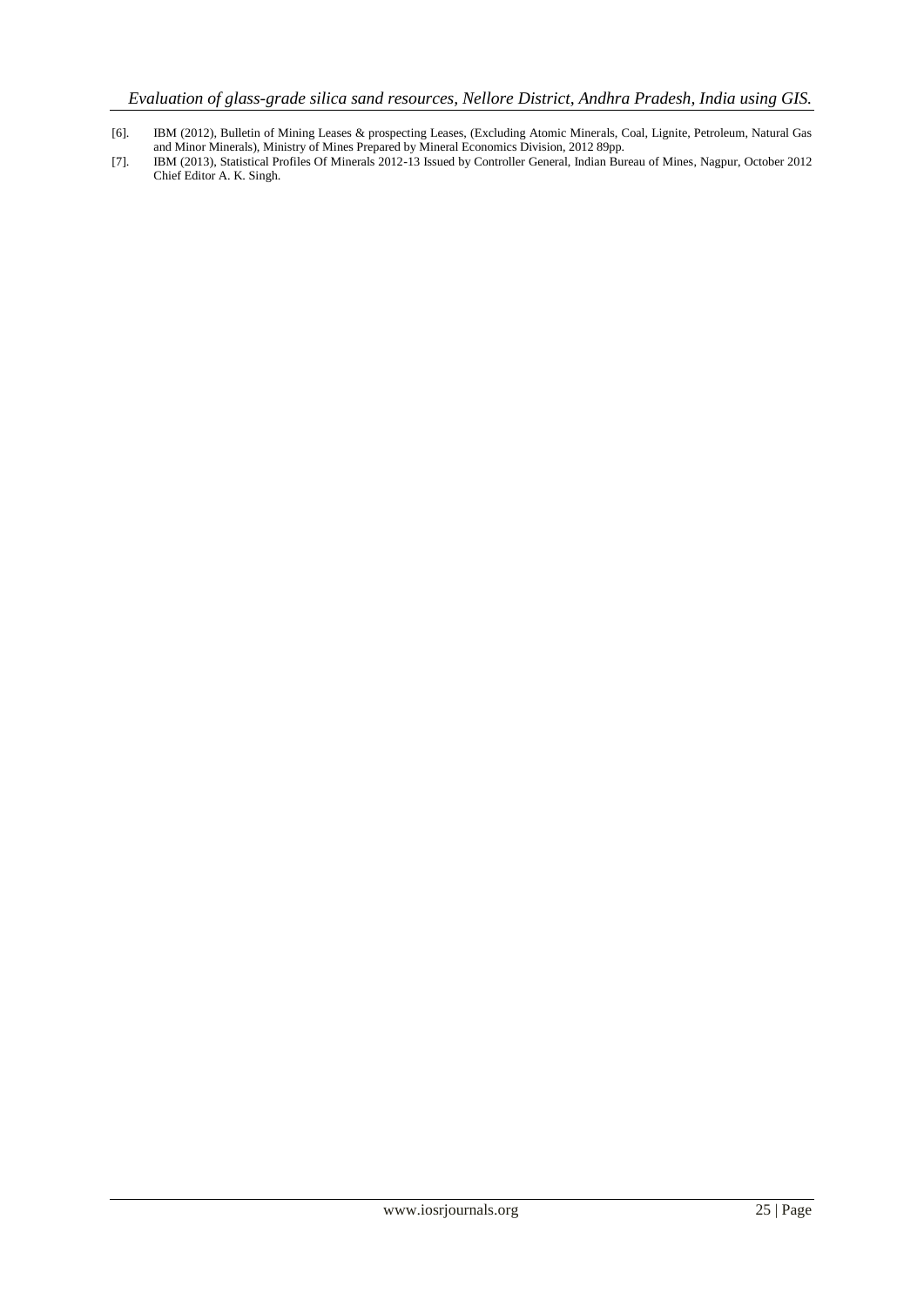[6]. IBM (2012), Bulletin of Mining Leases & prospecting Leases, (Excluding Atomic Minerals, Coal, Lignite, Petroleum, Natural Gas and Minor Minerals), Ministry of Mines Prepared by Mineral Economics Division, 2012 89pp.

[7]. IBM (2013), Statistical Profiles Of Minerals 2012-13 Issued by Controller General, Indian Bureau of Mines, Nagpur, October 2012 Chief Editor A. K. Singh.